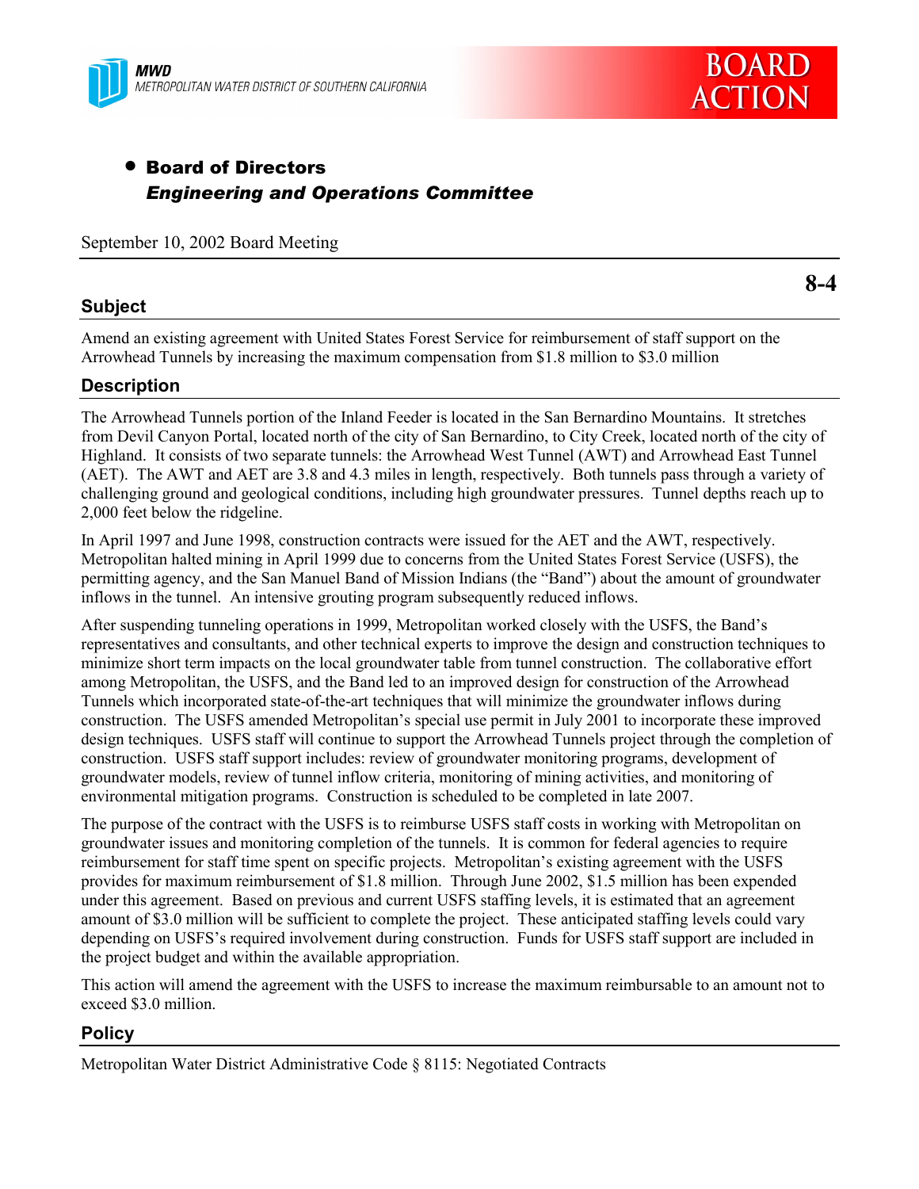MWD
METROPOLITAN WATER DISTRICT OF SOUTHERN CALIFORNIA

BOARD ACTION

- **Board of Directors**
  ***Engineering and Operations Committee***

September 10, 2002 Board Meeting

**8-4**

## Subject

Amend an existing agreement with United States Forest Service for reimbursement of staff support on the Arrowhead Tunnels by increasing the maximum compensation from $1.8 million to $3.0 million

## Description

The Arrowhead Tunnels portion of the Inland Feeder is located in the San Bernardino Mountains. It stretches from Devil Canyon Portal, located north of the city of San Bernardino, to City Creek, located north of the city of Highland. It consists of two separate tunnels: the Arrowhead West Tunnel (AWT) and Arrowhead East Tunnel (AET). The AWT and AET are 3.8 and 4.3 miles in length, respectively. Both tunnels pass through a variety of challenging ground and geological conditions, including high groundwater pressures. Tunnel depths reach up to 2,000 feet below the ridgeline.

In April 1997 and June 1998, construction contracts were issued for the AET and the AWT, respectively. Metropolitan halted mining in April 1999 due to concerns from the United States Forest Service (USFS), the permitting agency, and the San Manuel Band of Mission Indians (the "Band") about the amount of groundwater inflows in the tunnel. An intensive grouting program subsequently reduced inflows.

After suspending tunneling operations in 1999, Metropolitan worked closely with the USFS, the Band's representatives and consultants, and other technical experts to improve the design and construction techniques to minimize short term impacts on the local groundwater table from tunnel construction. The collaborative effort among Metropolitan, the USFS, and the Band led to an improved design for construction of the Arrowhead Tunnels which incorporated state-of-the-art techniques that will minimize the groundwater inflows during construction. The USFS amended Metropolitan's special use permit in July 2001 to incorporate these improved design techniques. USFS staff will continue to support the Arrowhead Tunnels project through the completion of construction. USFS staff support includes: review of groundwater monitoring programs, development of groundwater models, review of tunnel inflow criteria, monitoring of mining activities, and monitoring of environmental mitigation programs. Construction is scheduled to be completed in late 2007.

The purpose of the contract with the USFS is to reimburse USFS staff costs in working with Metropolitan on groundwater issues and monitoring completion of the tunnels. It is common for federal agencies to require reimbursement for staff time spent on specific projects. Metropolitan's existing agreement with the USFS provides for maximum reimbursement of $1.8 million. Through June 2002, $1.5 million has been expended under this agreement. Based on previous and current USFS staffing levels, it is estimated that an agreement amount of $3.0 million will be sufficient to complete the project. These anticipated staffing levels could vary depending on USFS's required involvement during construction. Funds for USFS staff support are included in the project budget and within the available appropriation.

This action will amend the agreement with the USFS to increase the maximum reimbursable to an amount not to exceed $3.0 million.

## Policy

Metropolitan Water District Administrative Code § 8115: Negotiated Contracts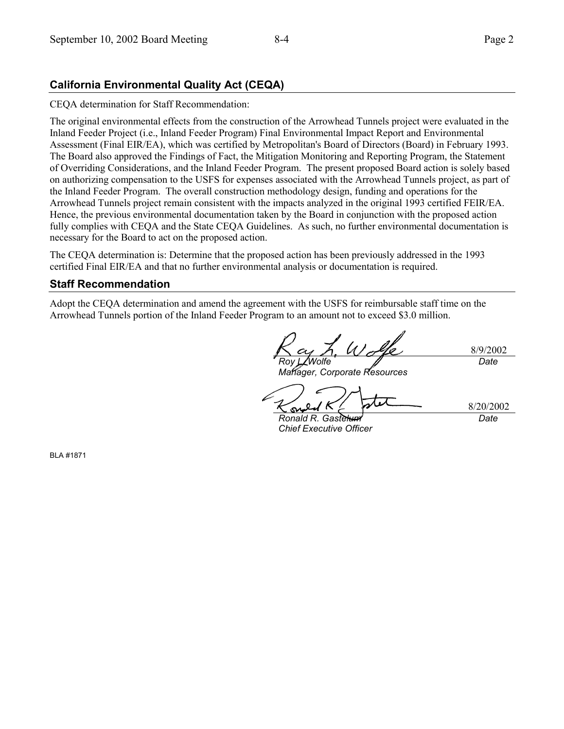## California Environmental Quality Act (CEQA)

CEQA determination for Staff Recommendation:

The original environmental effects from the construction of the Arrowhead Tunnels project were evaluated in the Inland Feeder Project (i.e., Inland Feeder Program) Final Environmental Impact Report and Environmental Assessment (Final EIR/EA), which was certified by Metropolitan's Board of Directors (Board) in February 1993. The Board also approved the Findings of Fact, the Mitigation Monitoring and Reporting Program, the Statement of Overriding Considerations, and the Inland Feeder Program. The present proposed Board action is solely based on authorizing compensation to the USFS for expenses associated with the Arrowhead Tunnels project, as part of the Inland Feeder Program. The overall construction methodology design, funding and operations for the Arrowhead Tunnels project remain consistent with the impacts analyzed in the original 1993 certified FEIR/EA. Hence, the previous environmental documentation taken by the Board in conjunction with the proposed action fully complies with CEQA and the State CEQA Guidelines. As such, no further environmental documentation is necessary for the Board to act on the proposed action.

The CEQA determination is: Determine that the proposed action has been previously addressed in the 1993 certified Final EIR/EA and that no further environmental analysis or documentation is required.

## Staff Recommendation

Adopt the CEQA determination and amend the agreement with the USFS for reimbursable staff time on the Arrowhead Tunnels portion of the Inland Feeder Program to an amount not to exceed $3.0 million.

8/9/2002

*Roy L. Wolfe* *Date*
*Manager, Corporate Resources*

8/20/2002

*Ronald R. Gastelum* *Date*
*Chief Executive Officer*

BLA #1871